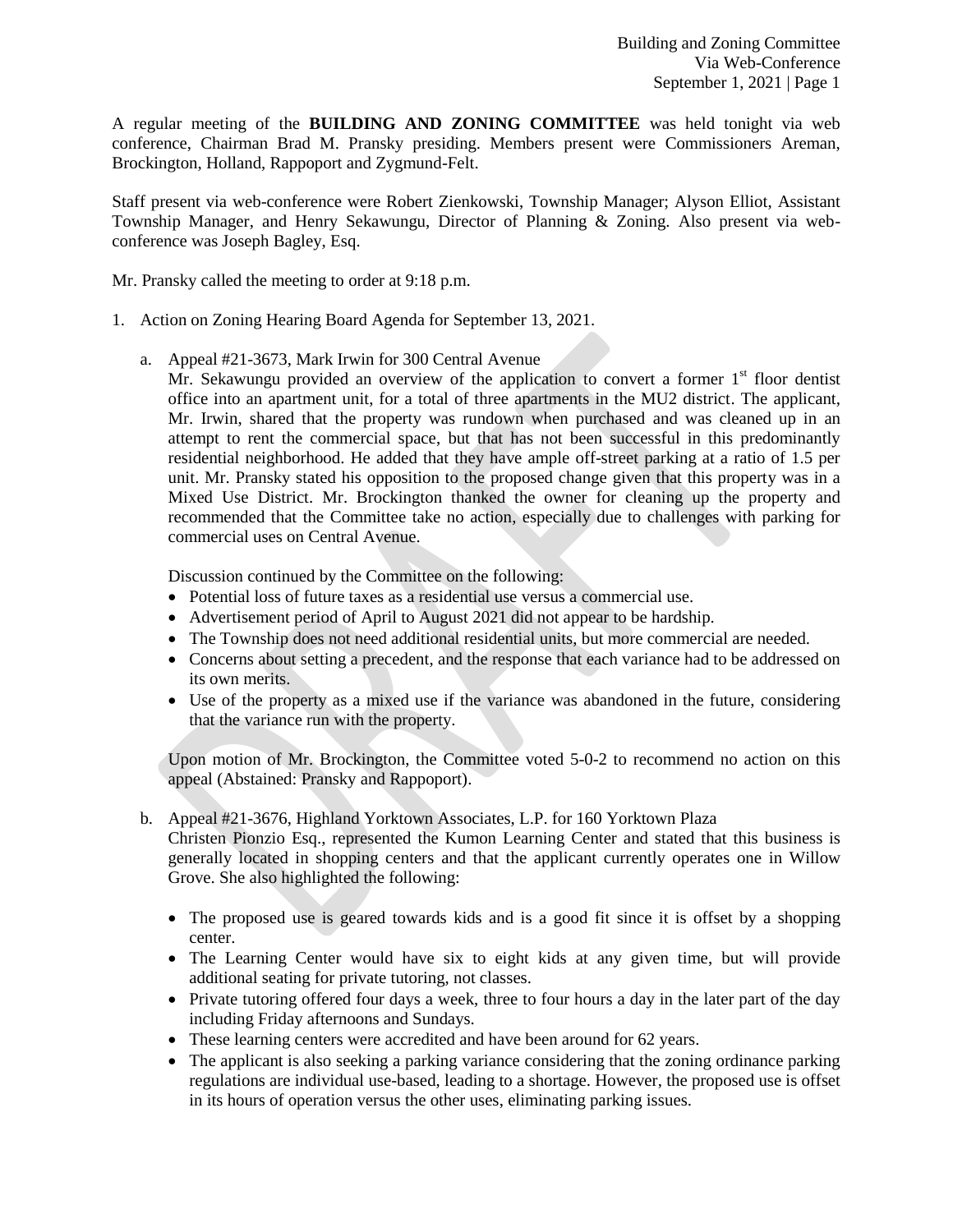A regular meeting of the **BUILDING AND ZONING COMMITTEE** was held tonight via web conference, Chairman Brad M. Pransky presiding. Members present were Commissioners Areman, Brockington, Holland, Rappoport and Zygmund-Felt.

Staff present via web-conference were Robert Zienkowski, Township Manager; Alyson Elliot, Assistant Township Manager, and Henry Sekawungu, Director of Planning & Zoning. Also present via web-conference was Joseph Bagley, Esq.

Mr. Pransky called the meeting to order at 9:18 p.m.

1. Action on Zoning Hearing Board Agenda for September 13, 2021.

   a. Appeal #21-3673, Mark Irwin for 300 Central Avenue
   Mr. Sekawungu provided an overview of the application to convert a former 1st floor dentist office into an apartment unit, for a total of three apartments in the MU2 district. The applicant, Mr. Irwin, shared that the property was rundown when purchased and was cleaned up in an attempt to rent the commercial space, but that has not been successful in this predominantly residential neighborhood. He added that they have ample off-street parking at a ratio of 1.5 per unit. Mr. Pransky stated his opposition to the proposed change given that this property was in a Mixed Use District. Mr. Brockington thanked the owner for cleaning up the property and recommended that the Committee take no action, especially due to challenges with parking for commercial uses on Central Avenue.

   Discussion continued by the Committee on the following:
   - Potential loss of future taxes as a residential use versus a commercial use.
   - Advertisement period of April to August 2021 did not appear to be hardship.
   - The Township does not need additional residential units, but more commercial are needed.
   - Concerns about setting a precedent, and the response that each variance had to be addressed on its own merits.
   - Use of the property as a mixed use if the variance was abandoned in the future, considering that the variance run with the property.

   Upon motion of Mr. Brockington, the Committee voted 5-0-2 to recommend no action on this appeal (Abstained: Pransky and Rappoport).

   b. Appeal #21-3676, Highland Yorktown Associates, L.P. for 160 Yorktown Plaza
   Christen Pionzio Esq., represented the Kumon Learning Center and stated that this business is generally located in shopping centers and that the applicant currently operates one in Willow Grove. She also highlighted the following:

   - The proposed use is geared towards kids and is a good fit since it is offset by a shopping center.
   - The Learning Center would have six to eight kids at any given time, but will provide additional seating for private tutoring, not classes.
   - Private tutoring offered four days a week, three to four hours a day in the later part of the day including Friday afternoons and Sundays.
   - These learning centers were accredited and have been around for 62 years.
   - The applicant is also seeking a parking variance considering that the zoning ordinance parking regulations are individual use-based, leading to a shortage. However, the proposed use is offset in its hours of operation versus the other uses, eliminating parking issues.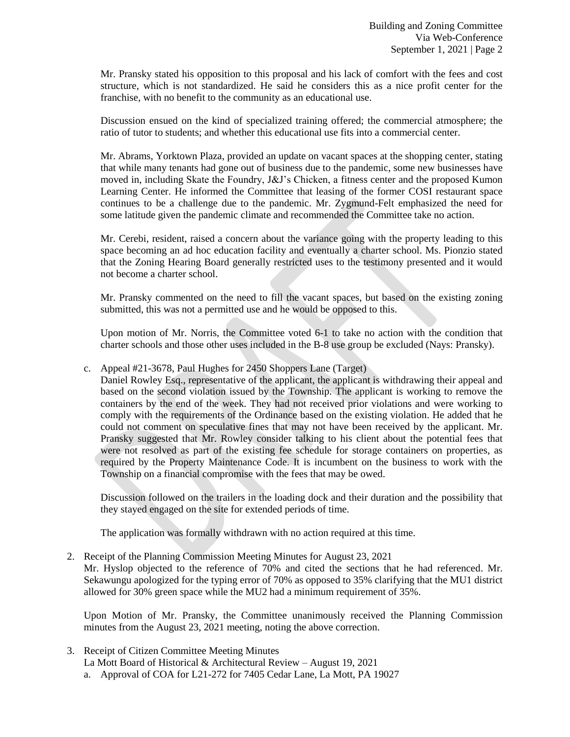Mr. Pransky stated his opposition to this proposal and his lack of comfort with the fees and cost structure, which is not standardized. He said he considers this as a nice profit center for the franchise, with no benefit to the community as an educational use.

Discussion ensued on the kind of specialized training offered; the commercial atmosphere; the ratio of tutor to students; and whether this educational use fits into a commercial center.

Mr. Abrams, Yorktown Plaza, provided an update on vacant spaces at the shopping center, stating that while many tenants had gone out of business due to the pandemic, some new businesses have moved in, including Skate the Foundry, J&J's Chicken, a fitness center and the proposed Kumon Learning Center. He informed the Committee that leasing of the former COSI restaurant space continues to be a challenge due to the pandemic. Mr. Zygmund-Felt emphasized the need for some latitude given the pandemic climate and recommended the Committee take no action.

Mr. Cerebi, resident, raised a concern about the variance going with the property leading to this space becoming an ad hoc education facility and eventually a charter school. Ms. Pionzio stated that the Zoning Hearing Board generally restricted uses to the testimony presented and it would not become a charter school.

Mr. Pransky commented on the need to fill the vacant spaces, but based on the existing zoning submitted, this was not a permitted use and he would be opposed to this.

Upon motion of Mr. Norris, the Committee voted 6-1 to take no action with the condition that charter schools and those other uses included in the B-8 use group be excluded (Nays: Pransky).

c. Appeal #21-3678, Paul Hughes for 2450 Shoppers Lane (Target)
Daniel Rowley Esq., representative of the applicant, the applicant is withdrawing their appeal and based on the second violation issued by the Township. The applicant is working to remove the containers by the end of the week. They had not received prior violations and were working to comply with the requirements of the Ordinance based on the existing violation. He added that he could not comment on speculative fines that may not have been received by the applicant. Mr. Pransky suggested that Mr. Rowley consider talking to his client about the potential fees that were not resolved as part of the existing fee schedule for storage containers on properties, as required by the Property Maintenance Code. It is incumbent on the business to work with the Township on a financial compromise with the fees that may be owed.

Discussion followed on the trailers in the loading dock and their duration and the possibility that they stayed engaged on the site for extended periods of time.

The application was formally withdrawn with no action required at this time.

2. Receipt of the Planning Commission Meeting Minutes for August 23, 2021
Mr. Hyslop objected to the reference of 70% and cited the sections that he had referenced. Mr. Sekawungu apologized for the typing error of 70% as opposed to 35% clarifying that the MU1 district allowed for 30% green space while the MU2 had a minimum requirement of 35%.

Upon Motion of Mr. Pransky, the Committee unanimously received the Planning Commission minutes from the August 23, 2021 meeting, noting the above correction.

3. Receipt of Citizen Committee Meeting Minutes
La Mott Board of Historical & Architectural Review – August 19, 2021
a. Approval of COA for L21-272 for 7405 Cedar Lane, La Mott, PA 19027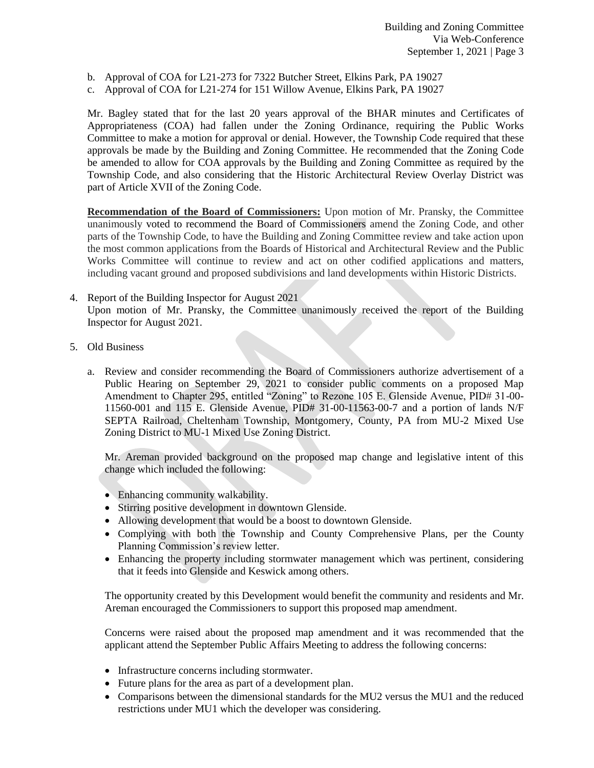b. Approval of COA for L21-273 for 7322 Butcher Street, Elkins Park, PA 19027
c. Approval of COA for L21-274 for 151 Willow Avenue, Elkins Park, PA 19027

Mr. Bagley stated that for the last 20 years approval of the BHAR minutes and Certificates of Appropriateness (COA) had fallen under the Zoning Ordinance, requiring the Public Works Committee to make a motion for approval or denial. However, the Township Code required that these approvals be made by the Building and Zoning Committee. He recommended that the Zoning Code be amended to allow for COA approvals by the Building and Zoning Committee as required by the Township Code, and also considering that the Historic Architectural Review Overlay District was part of Article XVII of the Zoning Code.

**Recommendation of the Board of Commissioners:** Upon motion of Mr. Pransky, the Committee unanimously voted to recommend the Board of Commissioners amend the Zoning Code, and other parts of the Township Code, to have the Building and Zoning Committee review and take action upon the most common applications from the Boards of Historical and Architectural Review and the Public Works Committee will continue to review and act on other codified applications and matters, including vacant ground and proposed subdivisions and land developments within Historic Districts.

4. Report of the Building Inspector for August 2021
   Upon motion of Mr. Pransky, the Committee unanimously received the report of the Building Inspector for August 2021.

5. Old Business

   a. Review and consider recommending the Board of Commissioners authorize advertisement of a Public Hearing on September 29, 2021 to consider public comments on a proposed Map Amendment to Chapter 295, entitled "Zoning" to Rezone 105 E. Glenside Avenue, PID# 31-00-11560-001 and 115 E. Glenside Avenue, PID# 31-00-11563-00-7 and a portion of lands N/F SEPTA Railroad, Cheltenham Township, Montgomery, County, PA from MU-2 Mixed Use Zoning District to MU-1 Mixed Use Zoning District.

   Mr. Areman provided background on the proposed map change and legislative intent of this change which included the following:

   - Enhancing community walkability.
   - Stirring positive development in downtown Glenside.
   - Allowing development that would be a boost to downtown Glenside.
   - Complying with both the Township and County Comprehensive Plans, per the County Planning Commission's review letter.
   - Enhancing the property including stormwater management which was pertinent, considering that it feeds into Glenside and Keswick among others.

   The opportunity created by this Development would benefit the community and residents and Mr. Areman encouraged the Commissioners to support this proposed map amendment.

   Concerns were raised about the proposed map amendment and it was recommended that the applicant attend the September Public Affairs Meeting to address the following concerns:

   - Infrastructure concerns including stormwater.
   - Future plans for the area as part of a development plan.
   - Comparisons between the dimensional standards for the MU2 versus the MU1 and the reduced restrictions under MU1 which the developer was considering.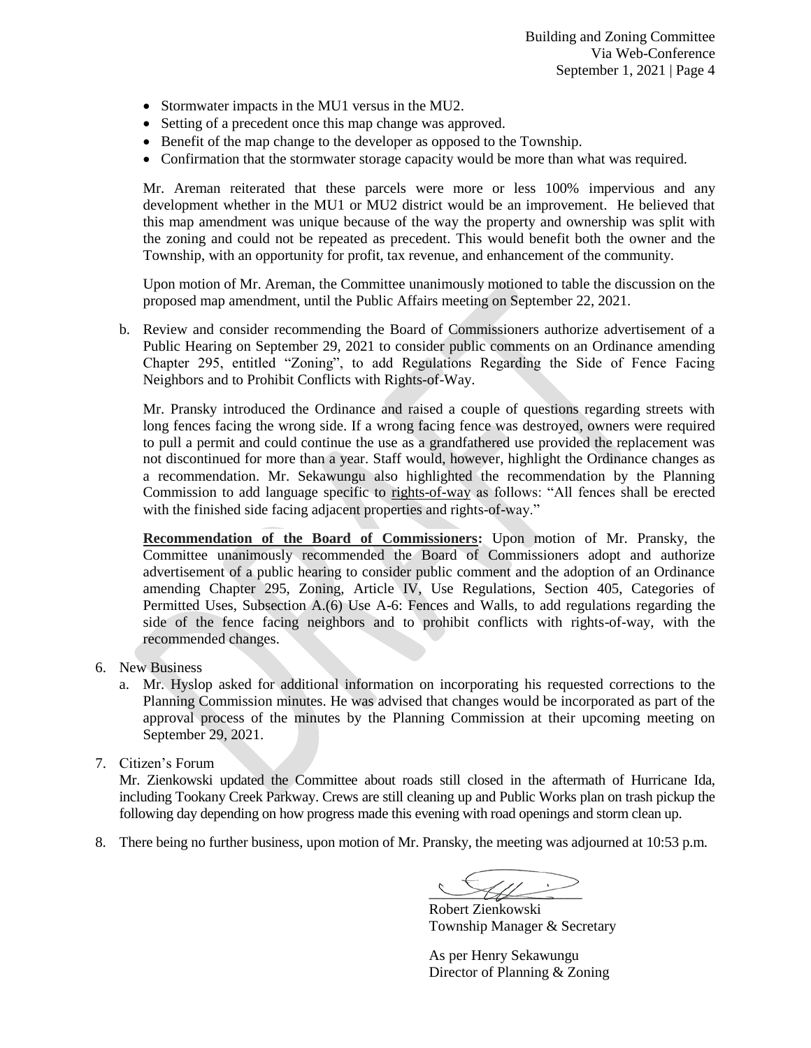- Stormwater impacts in the MU1 versus in the MU2.
- Setting of a precedent once this map change was approved.
- Benefit of the map change to the developer as opposed to the Township.
- Confirmation that the stormwater storage capacity would be more than what was required.

Mr. Areman reiterated that these parcels were more or less 100% impervious and any development whether in the MU1 or MU2 district would be an improvement. He believed that this map amendment was unique because of the way the property and ownership was split with the zoning and could not be repeated as precedent. This would benefit both the owner and the Township, with an opportunity for profit, tax revenue, and enhancement of the community.

Upon motion of Mr. Areman, the Committee unanimously motioned to table the discussion on the proposed map amendment, until the Public Affairs meeting on September 22, 2021.

b. Review and consider recommending the Board of Commissioners authorize advertisement of a Public Hearing on September 29, 2021 to consider public comments on an Ordinance amending Chapter 295, entitled "Zoning", to add Regulations Regarding the Side of Fence Facing Neighbors and to Prohibit Conflicts with Rights-of-Way.

Mr. Pransky introduced the Ordinance and raised a couple of questions regarding streets with long fences facing the wrong side. If a wrong facing fence was destroyed, owners were required to pull a permit and could continue the use as a grandfathered use provided the replacement was not discontinued for more than a year. Staff would, however, highlight the Ordinance changes as a recommendation. Mr. Sekawungu also highlighted the recommendation by the Planning Commission to add language specific to rights-of-way as follows: "All fences shall be erected with the finished side facing adjacent properties and rights-of-way."

**Recommendation of the Board of Commissioners:** Upon motion of Mr. Pransky, the Committee unanimously recommended the Board of Commissioners adopt and authorize advertisement of a public hearing to consider public comment and the adoption of an Ordinance amending Chapter 295, Zoning, Article IV, Use Regulations, Section 405, Categories of Permitted Uses, Subsection A.(6) Use A-6: Fences and Walls, to add regulations regarding the side of the fence facing neighbors and to prohibit conflicts with rights-of-way, with the recommended changes.

6. New Business
   a. Mr. Hyslop asked for additional information on incorporating his requested corrections to the Planning Commission minutes. He was advised that changes would be incorporated as part of the approval process of the minutes by the Planning Commission at their upcoming meeting on September 29, 2021.

7. Citizen's Forum

Mr. Zienkowski updated the Committee about roads still closed in the aftermath of Hurricane Ida, including Tookany Creek Parkway. Crews are still cleaning up and Public Works plan on trash pickup the following day depending on how progress made this evening with road openings and storm clean up.

8. There being no further business, upon motion of Mr. Pransky, the meeting was adjourned at 10:53 p.m.

Robert Zienkowski
Township Manager & Secretary

As per Henry Sekawungu
Director of Planning & Zoning